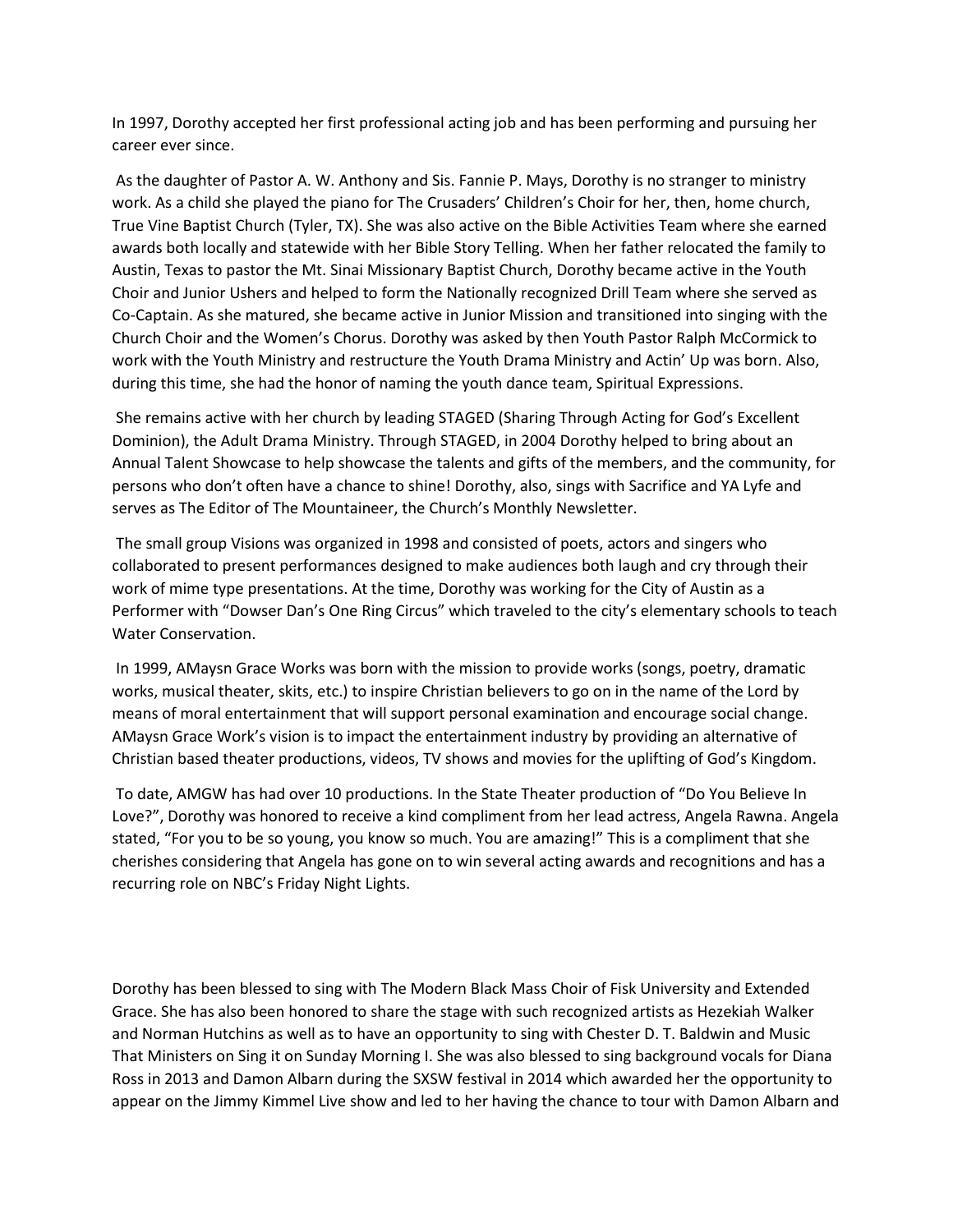In 1997, Dorothy accepted her first professional acting job and has been performing and pursuing her career ever since.

As the daughter of Pastor A. W. Anthony and Sis. Fannie P. Mays, Dorothy is no stranger to ministry work. As a child she played the piano for The Crusaders' Children's Choir for her, then, home church, True Vine Baptist Church (Tyler, TX). She was also active on the Bible Activities Team where she earned awards both locally and statewide with her Bible Story Telling. When her father relocated the family to Austin, Texas to pastor the Mt. Sinai Missionary Baptist Church, Dorothy became active in the Youth Choir and Junior Ushers and helped to form the Nationally recognized Drill Team where she served as Co-Captain. As she matured, she became active in Junior Mission and transitioned into singing with the Church Choir and the Women's Chorus. Dorothy was asked by then Youth Pastor Ralph McCormick to work with the Youth Ministry and restructure the Youth Drama Ministry and Actin' Up was born. Also, during this time, she had the honor of naming the youth dance team, Spiritual Expressions.

She remains active with her church by leading STAGED (Sharing Through Acting for God's Excellent Dominion), the Adult Drama Ministry. Through STAGED, in 2004 Dorothy helped to bring about an Annual Talent Showcase to help showcase the talents and gifts of the members, and the community, for persons who don't often have a chance to shine! Dorothy, also, sings with Sacrifice and YA Lyfe and serves as The Editor of The Mountaineer, the Church's Monthly Newsletter.

The small group Visions was organized in 1998 and consisted of poets, actors and singers who collaborated to present performances designed to make audiences both laugh and cry through their work of mime type presentations. At the time, Dorothy was working for the City of Austin as a Performer with "Dowser Dan's One Ring Circus" which traveled to the city's elementary schools to teach Water Conservation.

In 1999, AMaysn Grace Works was born with the mission to provide works (songs, poetry, dramatic works, musical theater, skits, etc.) to inspire Christian believers to go on in the name of the Lord by means of moral entertainment that will support personal examination and encourage social change. AMaysn Grace Work's vision is to impact the entertainment industry by providing an alternative of Christian based theater productions, videos, TV shows and movies for the uplifting of God's Kingdom.

To date, AMGW has had over 10 productions. In the State Theater production of "Do You Believe In Love?", Dorothy was honored to receive a kind compliment from her lead actress, Angela Rawna. Angela stated, "For you to be so young, you know so much. You are amazing!" This is a compliment that she cherishes considering that Angela has gone on to win several acting awards and recognitions and has a recurring role on NBC's Friday Night Lights.

Dorothy has been blessed to sing with The Modern Black Mass Choir of Fisk University and Extended Grace. She has also been honored to share the stage with such recognized artists as Hezekiah Walker and Norman Hutchins as well as to have an opportunity to sing with Chester D. T. Baldwin and Music That Ministers on Sing it on Sunday Morning I. She was also blessed to sing background vocals for Diana Ross in 2013 and Damon Albarn during the SXSW festival in 2014 which awarded her the opportunity to appear on the Jimmy Kimmel Live show and led to her having the chance to tour with Damon Albarn and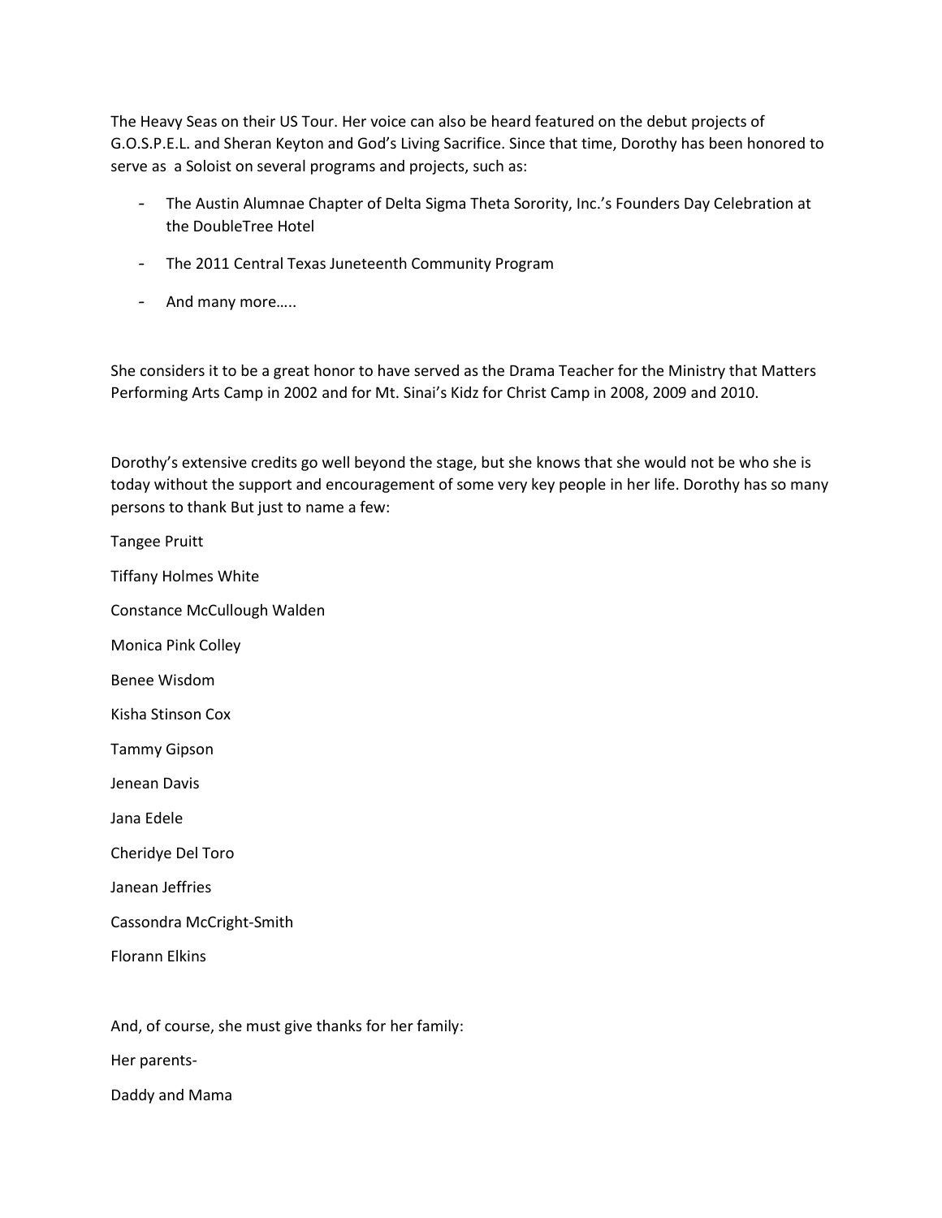The Heavy Seas on their US Tour. Her voice can also be heard featured on the debut projects of G.O.S.P.E.L. and Sheran Keyton and God's Living Sacrifice. Since that time, Dorothy has been honored to serve as a Soloist on several programs and projects, such as:

- The Austin Alumnae Chapter of Delta Sigma Theta Sorority, Inc.'s Founders Day Celebration at the DoubleTree Hotel
- The 2011 Central Texas Juneteenth Community Program
- And many more…..

She considers it to be a great honor to have served as the Drama Teacher for the Ministry that Matters Performing Arts Camp in 2002 and for Mt. Sinai's Kidz for Christ Camp in 2008, 2009 and 2010.

Dorothy's extensive credits go well beyond the stage, but she knows that she would not be who she is today without the support and encouragement of some very key people in her life. Dorothy has so many persons to thank But just to name a few:

Tangee Pruitt

Tiffany Holmes White

Constance McCullough Walden

Monica Pink Colley

Benee Wisdom

Kisha Stinson Cox

Tammy Gipson

Jenean Davis

Jana Edele

Cheridye Del Toro

Janean Jeffries

Cassondra McCright-Smith

Florann Elkins

And, of course, she must give thanks for her family:

Her parents-

Daddy and Mama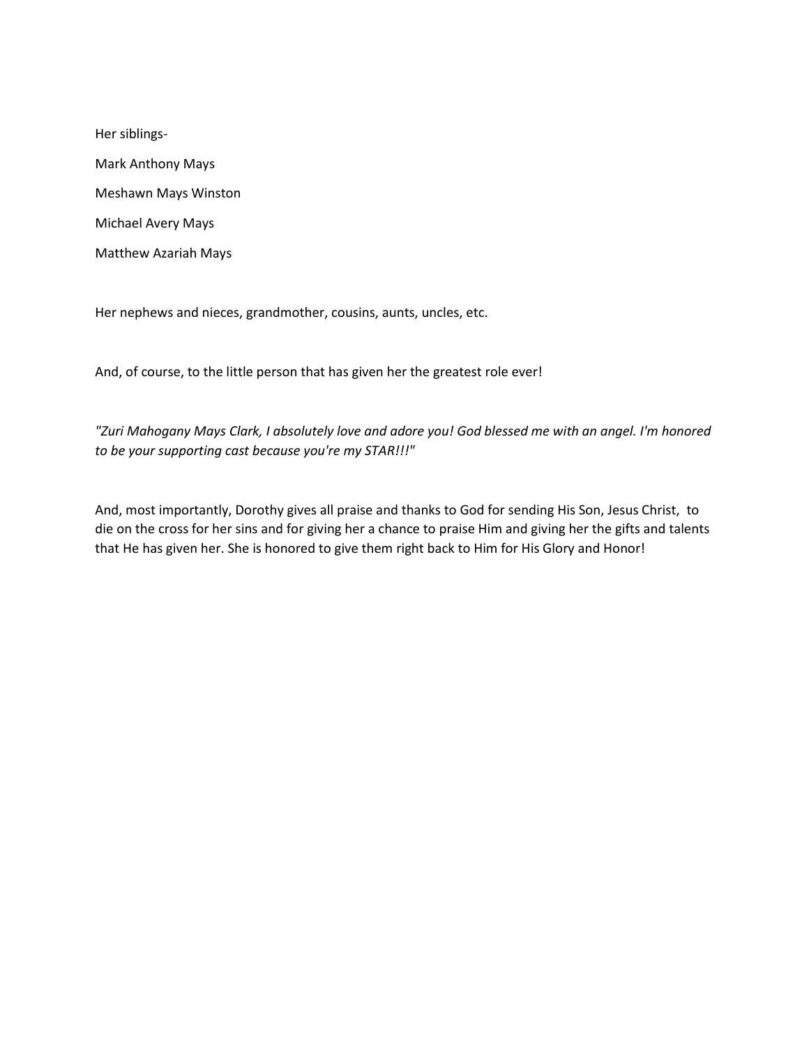Her siblings-

Mark Anthony Mays

Meshawn Mays Winston

Michael Avery Mays

Matthew Azariah Mays

Her nephews and nieces, grandmother, cousins, aunts, uncles, etc.

And, of course, to the little person that has given her the greatest role ever!

*"Zuri Mahogany Mays Clark, I absolutely love and adore you! God blessed me with an angel. I'm honored to be your supporting cast because you're my STAR!!!"*

And, most importantly, Dorothy gives all praise and thanks to God for sending His Son, Jesus Christ, to die on the cross for her sins and for giving her a chance to praise Him and giving her the gifts and talents that He has given her. She is honored to give them right back to Him for His Glory and Honor!